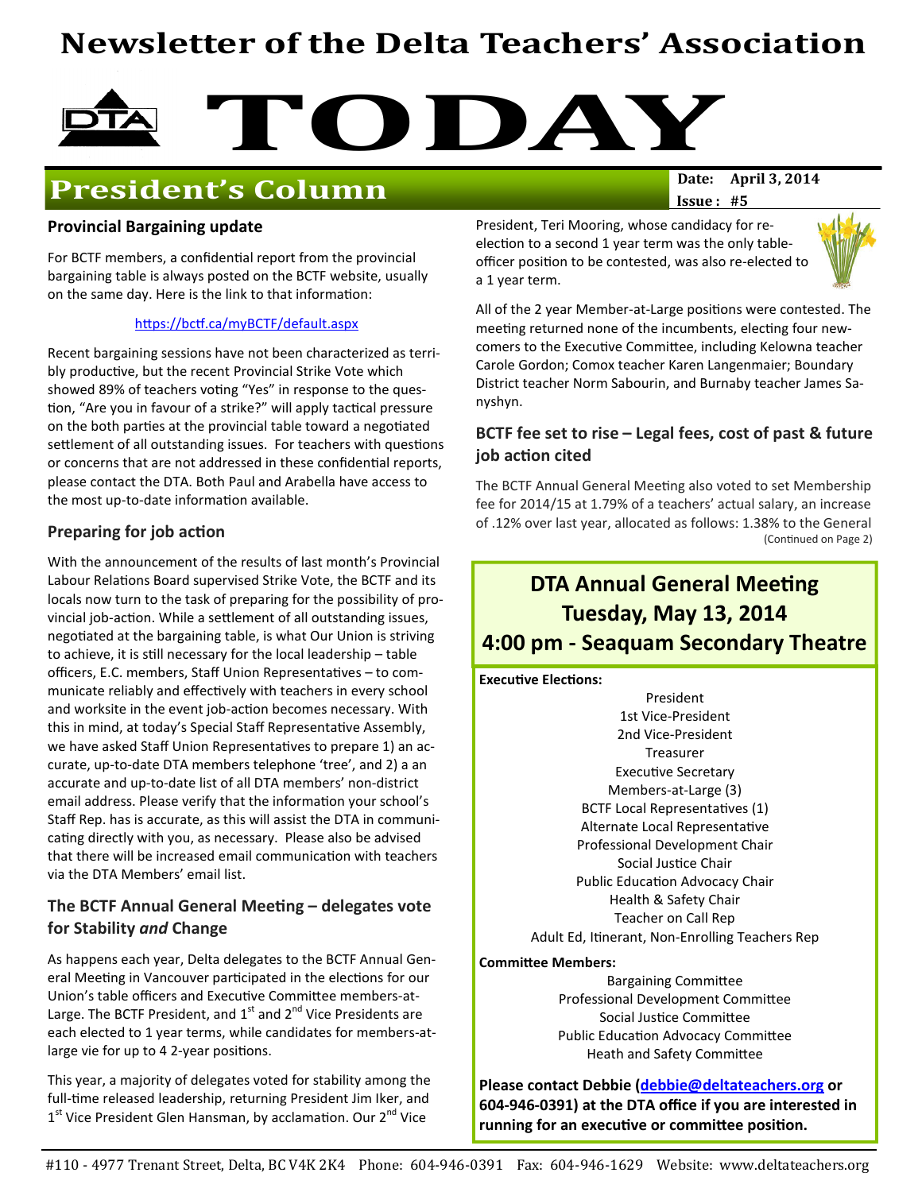# Newsletter of the Delta Teachers' Association

# TODAY

## President's Column

**Date:** April 3, 2014
**Issue :** #5

### Provincial Bargaining update

For BCTF members, a confidential report from the provincial bargaining table is always posted on the BCTF website, usually on the same day. Here is the link to that information:

https://bctf.ca/myBCTF/default.aspx

Recent bargaining sessions have not been characterized as terribly productive, but the recent Provincial Strike Vote which showed 89% of teachers voting "Yes" in response to the question, "Are you in favour of a strike?" will apply tactical pressure on the both parties at the provincial table toward a negotiated settlement of all outstanding issues. For teachers with questions or concerns that are not addressed in these confidential reports, please contact the DTA. Both Paul and Arabella have access to the most up-to-date information available.

### Preparing for job action

With the announcement of the results of last month's Provincial Labour Relations Board supervised Strike Vote, the BCTF and its locals now turn to the task of preparing for the possibility of provincial job-action. While a settlement of all outstanding issues, negotiated at the bargaining table, is what Our Union is striving to achieve, it is still necessary for the local leadership – table officers, E.C. members, Staff Union Representatives – to communicate reliably and effectively with teachers in every school and worksite in the event job-action becomes necessary. With this in mind, at today's Special Staff Representative Assembly, we have asked Staff Union Representatives to prepare 1) an accurate, up-to-date DTA members telephone 'tree', and 2) a an accurate and up-to-date list of all DTA members' non-district email address. Please verify that the information your school's Staff Rep. has is accurate, as this will assist the DTA in communicating directly with you, as necessary. Please also be advised that there will be increased email communication with teachers via the DTA Members' email list.

### The BCTF Annual General Meeting – delegates vote for Stability *and* Change

As happens each year, Delta delegates to the BCTF Annual General Meeting in Vancouver participated in the elections for our Union's table officers and Executive Committee members-at-Large. The BCTF President, and 1st and 2nd Vice Presidents are each elected to 1 year terms, while candidates for members-at-large vie for up to 4 2-year positions.

This year, a majority of delegates voted for stability among the full-time released leadership, returning President Jim Iker, and 1st Vice President Glen Hansman, by acclamation. Our 2nd Vice President, Teri Mooring, whose candidacy for re-election to a second 1 year term was the only table-officer position to be contested, was also re-elected to a 1 year term.

All of the 2 year Member-at-Large positions were contested. The meeting returned none of the incumbents, electing four newcomers to the Executive Committee, including Kelowna teacher Carole Gordon; Comox teacher Karen Langenmaier; Boundary District teacher Norm Sabourin, and Burnaby teacher James Sanyshyn.

### BCTF fee set to rise – Legal fees, cost of past & future job action cited

The BCTF Annual General Meeting also voted to set Membership fee for 2014/15 at 1.79% of a teachers' actual salary, an increase of .12% over last year, allocated as follows: 1.38% to the General

(Continued on Page 2)

## DTA Annual General Meeting
## Tuesday, May 13, 2014
## 4:00 pm - Seaquam Secondary Theatre

**Executive Elections:**

- President
- 1st Vice-President
- 2nd Vice-President
- Treasurer
- Executive Secretary
- Members-at-Large (3)
- BCTF Local Representatives (1)
- Alternate Local Representative
- Professional Development Chair
- Social Justice Chair
- Public Education Advocacy Chair
- Health & Safety Chair
- Teacher on Call Rep
- Adult Ed, Itinerant, Non-Enrolling Teachers Rep

**Committee Members:**

- Bargaining Committee
- Professional Development Committee
- Social Justice Committee
- Public Education Advocacy Committee
- Heath and Safety Committee

**Please contact Debbie (debbie@deltateachers.org or 604-946-0391) at the DTA office if you are interested in running for an executive or committee position.**

#110 - 4977 Trenant Street, Delta, BC V4K 2K4 Phone: 604-946-0391 Fax: 604-946-1629 Website: www.deltateachers.org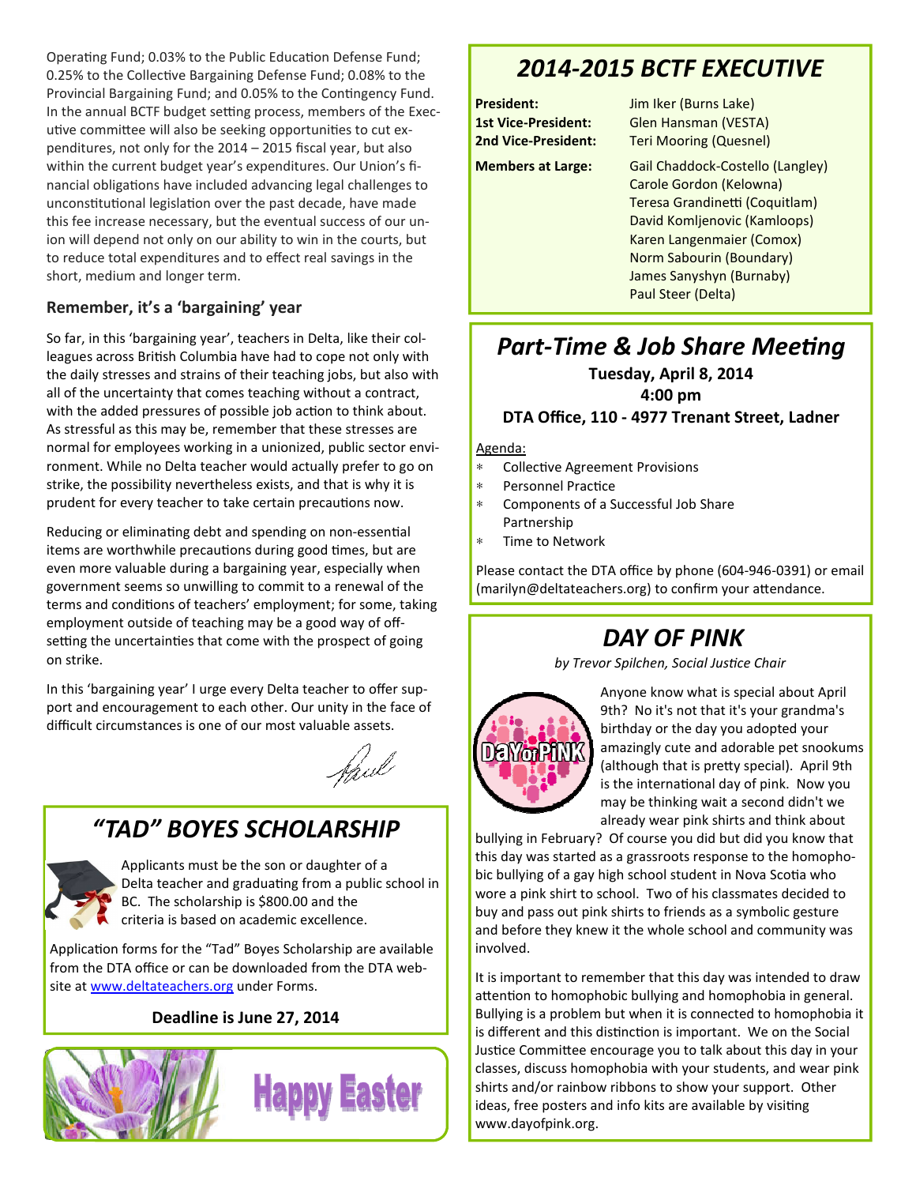Operating Fund; 0.03% to the Public Education Defense Fund; 0.25% to the Collective Bargaining Defense Fund; 0.08% to the Provincial Bargaining Fund; and 0.05% to the Contingency Fund. In the annual BCTF budget setting process, members of the Executive committee will also be seeking opportunities to cut expenditures, not only for the 2014 – 2015 fiscal year, but also within the current budget year's expenditures. Our Union's financial obligations have included advancing legal challenges to unconstitutional legislation over the past decade, have made this fee increase necessary, but the eventual success of our union will depend not only on our ability to win in the courts, but to reduce total expenditures and to effect real savings in the short, medium and longer term.

### Remember, it's a 'bargaining' year

So far, in this 'bargaining year', teachers in Delta, like their colleagues across British Columbia have had to cope not only with the daily stresses and strains of their teaching jobs, but also with all of the uncertainty that comes teaching without a contract, with the added pressures of possible job action to think about. As stressful as this may be, remember that these stresses are normal for employees working in a unionized, public sector environment. While no Delta teacher would actually prefer to go on strike, the possibility nevertheless exists, and that is why it is prudent for every teacher to take certain precautions now.

Reducing or eliminating debt and spending on non-essential items are worthwhile precautions during good times, but are even more valuable during a bargaining year, especially when government seems so unwilling to commit to a renewal of the terms and conditions of teachers' employment; for some, taking employment outside of teaching may be a good way of offsetting the uncertainties that come with the prospect of going on strike.

In this 'bargaining year' I urge every Delta teacher to offer support and encouragement to each other. Our unity in the face of difficult circumstances is one of our most valuable assets.

*Paul*

## "TAD" BOYES SCHOLARSHIP

Applicants must be the son or daughter of a Delta teacher and graduating from a public school in BC. The scholarship is $800.00 and the criteria is based on academic excellence.

Application forms for the "Tad" Boyes Scholarship are available from the DTA office or can be downloaded from the DTA website at www.deltateachers.org under Forms.

**Deadline is June 27, 2014**

Happy Easter

## 2014-2015 BCTF EXECUTIVE

**President:** Jim Iker (Burns Lake)
**1st Vice-President:** Glen Hansman (VESTA)
**2nd Vice-President:** Teri Mooring (Quesnel)

**Members at Large:**
Gail Chaddock-Costello (Langley)
Carole Gordon (Kelowna)
Teresa Grandinetti (Coquitlam)
David Komljenovic (Kamloops)
Karen Langenmaier (Comox)
Norm Sabourin (Boundary)
James Sanyshyn (Burnaby)
Paul Steer (Delta)

## Part-Time & Job Share Meeting

**Tuesday, April 8, 2014**
**4:00 pm**
**DTA Office, 110 - 4977 Trenant Street, Ladner**

Agenda:

* Collective Agreement Provisions
* Personnel Practice
* Components of a Successful Job Share Partnership
* Time to Network

Please contact the DTA office by phone (604-946-0391) or email (marilyn@deltateachers.org) to confirm your attendance.

## DAY OF PINK

*by Trevor Spilchen, Social Justice Chair*

Anyone know what is special about April 9th? No it's not that it's your grandma's birthday or the day you adopted your amazingly cute and adorable pet snookums (although that is pretty special). April 9th is the international day of pink. Now you may be thinking wait a second didn't we already wear pink shirts and think about bullying in February? Of course you did but did you know that this day was started as a grassroots response to the homophobic bullying of a gay high school student in Nova Scotia who wore a pink shirt to school. Two of his classmates decided to buy and pass out pink shirts to friends as a symbolic gesture and before they knew it the whole school and community was involved.

It is important to remember that this day was intended to draw attention to homophobic bullying and homophobia in general. Bullying is a problem but when it is connected to homophobia it is different and this distinction is important. We on the Social Justice Committee encourage you to talk about this day in your classes, discuss homophobia with your students, and wear pink shirts and/or rainbow ribbons to show your support. Other ideas, free posters and info kits are available by visiting www.dayofpink.org.